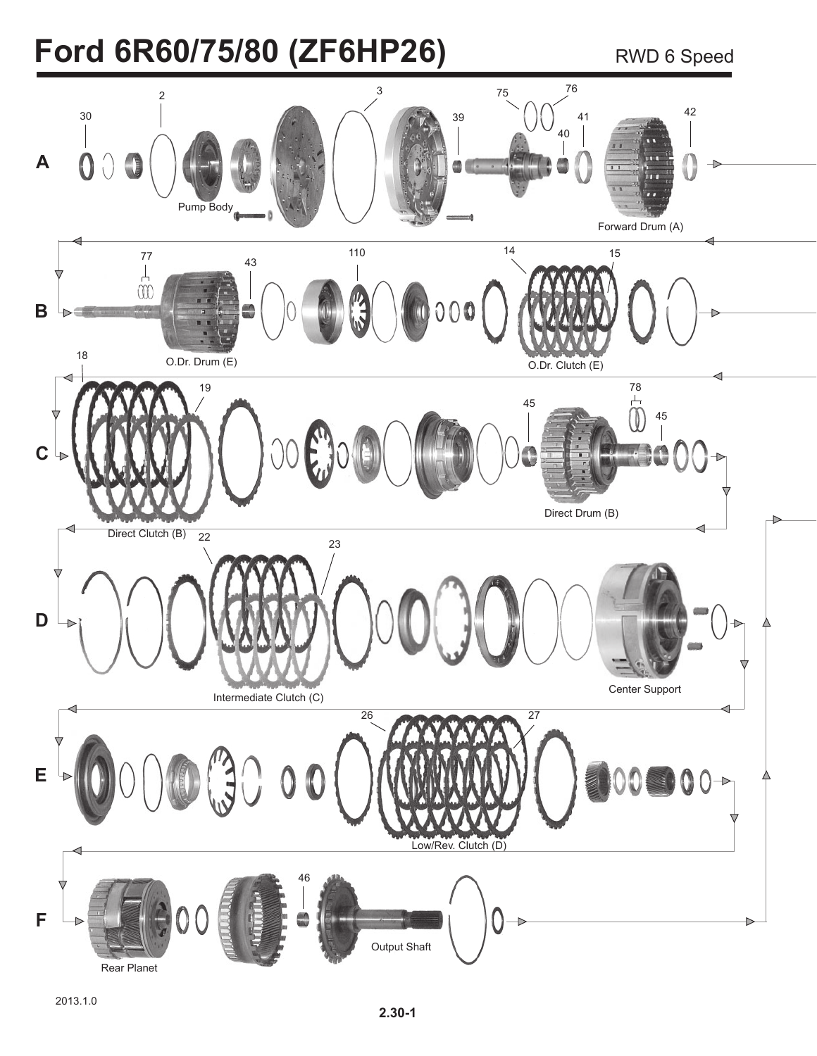# Ford 6R60/75/80 (ZF6HP26)

RWD 6 Speed

**A**

30, 2, 3, 39, 75, 76, 40, 41, 42

Pump Body

Forward Drum (A)

**B**

77, 43, 110, 14, 15

O.Dr. Drum (E)

O.Dr. Clutch (E)

**C**

18, 19, 45, 78, 45

Direct Drum (B)

Direct Clutch (B)

**D**

22, 23

Intermediate Clutch (C)

Center Support

**E**

26, 27

Low/Rev. Clutch (D)

**F**

46

Rear Planet

Output Shaft

2013.1.0

2.30-1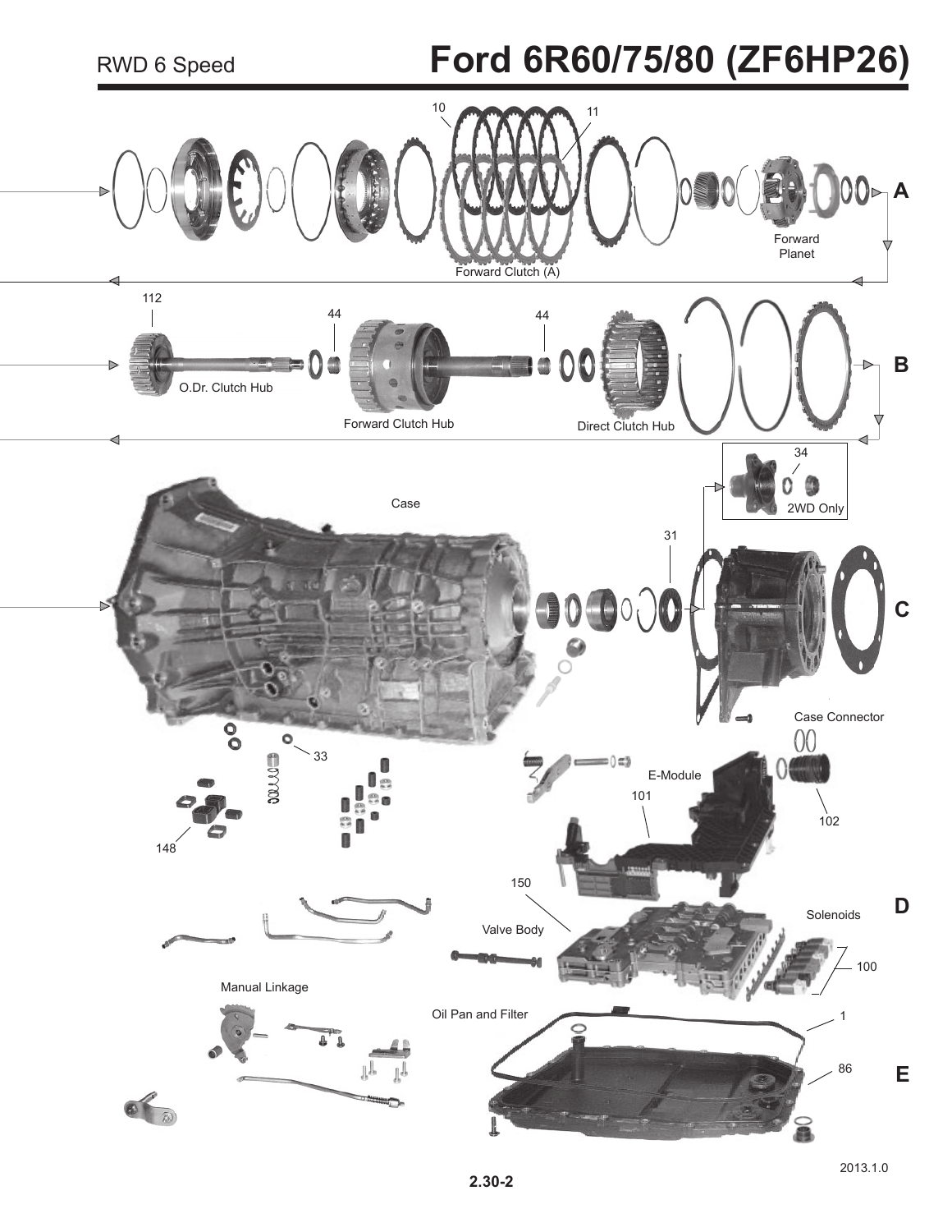RWD 6 Speed

# Ford 6R60/75/80 (ZF6HP26)

10

11

A

Forward Planet

Forward Clutch (A)

112

44

44

B

O.Dr. Clutch Hub

Forward Clutch Hub

Direct Clutch Hub

34

2WD Only

Case

31

C

Case Connector

33

E-Module

101

102

148

150

D

Solenoids

Valve Body

100

Manual Linkage

Oil Pan and Filter

1

86

E

2013.1.0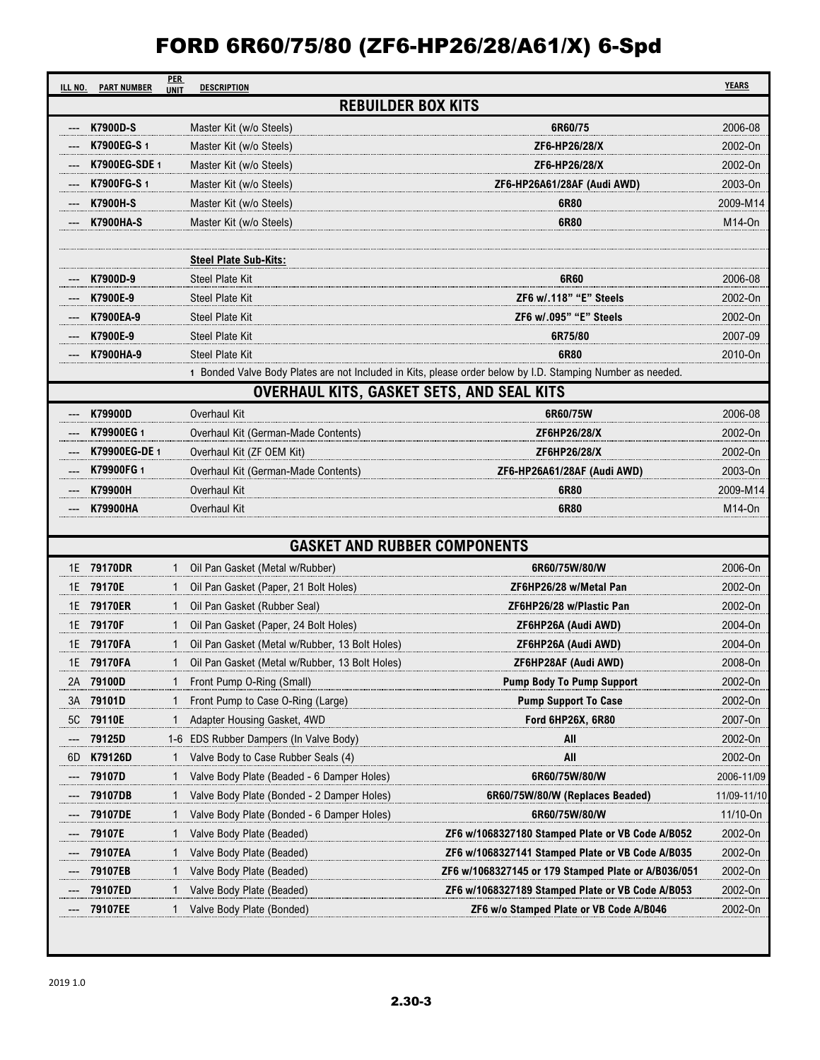# FORD 6R60/75/80 (ZF6-HP26/28/A61/X) 6-Spd

| ILL NO. | PART NUMBER | PER UNIT | DESCRIPTION | | YEARS |
|---|---|---|---|---|---|
| | | | **REBUILDER BOX KITS** | | |
| --- | **K7900D-S** | | Master Kit (w/o Steels) | **6R60/75** | 2006-08 |
| --- | **K7900EG-S** 1 | | Master Kit (w/o Steels) | **ZF6-HP26/28/X** | 2002-On |
| --- | **K7900EG-SDE** 1 | | Master Kit (w/o Steels) | **ZF6-HP26/28/X** | 2002-On |
| --- | **K7900FG-S** 1 | | Master Kit (w/o Steels) | **ZF6-HP26A61/28AF (Audi AWD)** | 2003-On |
| --- | **K7900H-S** | | Master Kit (w/o Steels) | **6R80** | 2009-M14 |
| --- | **K7900HA-S** | | Master Kit (w/o Steels) | **6R80** | M14-On |
| | | | **Steel Plate Sub-Kits:** | | |
| --- | **K7900D-9** | | Steel Plate Kit | **6R60** | 2006-08 |
| --- | **K7900E-9** | | Steel Plate Kit | **ZF6 w/.118" "E" Steels** | 2002-On |
| --- | **K7900EA-9** | | Steel Plate Kit | **ZF6 w/.095" "E" Steels** | 2002-On |
| --- | **K7900E-9** | | Steel Plate Kit | **6R75/80** | 2007-09 |
| --- | **K7900HA-9** | | Steel Plate Kit | **6R80** | 2010-On |
| | | | 1 Bonded Valve Body Plates are not Included in Kits, please order below by I.D. Stamping Number as needed. | | |
| | | | **OVERHAUL KITS, GASKET SETS, AND SEAL KITS** | | |
| --- | **K79900D** | | Overhaul Kit | **6R60/75W** | 2006-08 |
| --- | **K79900EG** 1 | | Overhaul Kit (German-Made Contents) | **ZF6HP26/28/X** | 2002-On |
| --- | **K79900EG-DE** 1 | | Overhaul Kit (ZF OEM Kit) | **ZF6HP26/28/X** | 2002-On |
| --- | **K79900FG** 1 | | Overhaul Kit (German-Made Contents) | **ZF6-HP26A61/28AF (Audi AWD)** | 2003-On |
| --- | **K79900H** | | Overhaul Kit | **6R80** | 2009-M14 |
| --- | **K79900HA** | | Overhaul Kit | **6R80** | M14-On |
| | | | **GASKET AND RUBBER COMPONENTS** | | |
| 1E | **79170DR** | 1 | Oil Pan Gasket (Metal w/Rubber) | **6R60/75W/80/W** | 2006-On |
| 1E | **79170E** | 1 | Oil Pan Gasket (Paper, 21 Bolt Holes) | **ZF6HP26/28 w/Metal Pan** | 2002-On |
| 1E | **79170ER** | 1 | Oil Pan Gasket (Rubber Seal) | **ZF6HP26/28 w/Plastic Pan** | 2002-On |
| 1E | **79170F** | 1 | Oil Pan Gasket (Paper, 24 Bolt Holes) | **ZF6HP26A (Audi AWD)** | 2004-On |
| 1E | **79170FA** | 1 | Oil Pan Gasket (Metal w/Rubber, 13 Bolt Holes) | **ZF6HP26A (Audi AWD)** | 2004-On |
| 1E | **79170FA** | 1 | Oil Pan Gasket (Metal w/Rubber, 13 Bolt Holes) | **ZF6HP28AF (Audi AWD)** | 2008-On |
| 2A | **79100D** | 1 | Front Pump O-Ring (Small) | **Pump Body To Pump Support** | 2002-On |
| 3A | **79101D** | 1 | Front Pump to Case O-Ring (Large) | **Pump Support To Case** | 2002-On |
| 5C | **79110E** | 1 | Adapter Housing Gasket, 4WD | **Ford 6HP26X, 6R80** | 2007-On |
| --- | **79125D** | 1-6 | EDS Rubber Dampers (In Valve Body) | **All** | 2002-On |
| 6D | **K79126D** | 1 | Valve Body to Case Rubber Seals (4) | **All** | 2002-On |
| --- | **79107D** | 1 | Valve Body Plate (Beaded - 6 Damper Holes) | **6R60/75W/80/W** | 2006-11/09 |
| --- | **79107DB** | 1 | Valve Body Plate (Bonded - 2 Damper Holes) | **6R60/75W/80/W (Replaces Beaded)** | 11/09-11/10 |
| --- | **79107DE** | 1 | Valve Body Plate (Bonded - 6 Damper Holes) | **6R60/75W/80/W** | 11/10-On |
| --- | **79107E** | 1 | Valve Body Plate (Beaded) | **ZF6 w/1068327180 Stamped Plate or VB Code A/B052** | 2002-On |
| --- | **79107EA** | 1 | Valve Body Plate (Beaded) | **ZF6 w/1068327141 Stamped Plate or VB Code A/B035** | 2002-On |
| --- | **79107EB** | 1 | Valve Body Plate (Beaded) | **ZF6 w/1068327145 or 179 Stamped Plate or A/B036/051** | 2002-On |
| --- | **79107ED** | 1 | Valve Body Plate (Beaded) | **ZF6 w/1068327189 Stamped Plate or VB Code A/B053** | 2002-On |
| --- | **79107EE** | 1 | Valve Body Plate (Bonded) | **ZF6 w/o Stamped Plate or VB Code A/B046** | 2002-On |

2019 1.0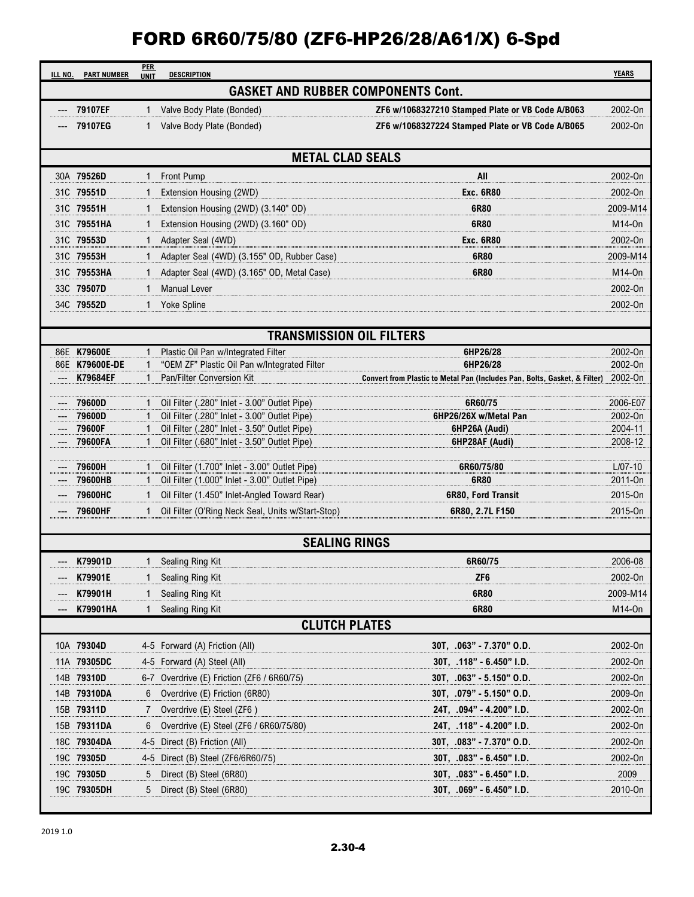# FORD 6R60/75/80 (ZF6-HP26/28/A61/X) 6-Spd

| ILL NO. | PART NUMBER | PER UNIT | DESCRIPTION | | YEARS |
|---|---|---|---|---|---|
| **GASKET AND RUBBER COMPONENTS Cont.** | | | | | |
| --- | **79107EF** | 1 | Valve Body Plate (Bonded) | **ZF6 w/1068327210 Stamped Plate or VB Code A/B063** | 2002-On |
| --- | **79107EG** | 1 | Valve Body Plate (Bonded) | **ZF6 w/1068327224 Stamped Plate or VB Code A/B065** | 2002-On |
| **METAL CLAD SEALS** | | | | | |
| 30A | **79526D** | 1 | Front Pump | **All** | 2002-On |
| 31C | **79551D** | 1 | Extension Housing (2WD) | **Exc. 6R80** | 2002-On |
| 31C | **79551H** | 1 | Extension Housing (2WD) (3.140" OD) | **6R80** | 2009-M14 |
| 31C | **79551HA** | 1 | Extension Housing (2WD) (3.160" OD) | **6R80** | M14-On |
| 31C | **79553D** | 1 | Adapter Seal (4WD) | **Exc. 6R80** | 2002-On |
| 31C | **79553H** | 1 | Adapter Seal (4WD) (3.155" OD, Rubber Case) | **6R80** | 2009-M14 |
| 31C | **79553HA** | 1 | Adapter Seal (4WD) (3.165" OD, Metal Case) | **6R80** | M14-On |
| 33C | **79507D** | 1 | Manual Lever | | 2002-On |
| 34C | **79552D** | 1 | Yoke Spline | | 2002-On |
| **TRANSMISSION OIL FILTERS** | | | | | |
| 86E | **K79600E** | 1 | Plastic Oil Pan w/Integrated Filter | **6HP26/28** | 2002-On |
| 86E | **K79600E-DE** | 1 | "OEM ZF" Plastic Oil Pan w/Integrated Filter | **6HP26/28** | 2002-On |
| --- | **K79684EF** | 1 | Pan/Filter Conversion Kit | **Convert from Plastic to Metal Pan (Includes Pan, Bolts, Gasket, & Filter)** | 2002-On |
| --- | **79600D** | 1 | Oil Filter (.280" Inlet - 3.00" Outlet Pipe) | **6R60/75** | 2006-E07 |
| --- | **79600D** | 1 | Oil Filter (.280" Inlet - 3.00" Outlet Pipe) | **6HP26/26X w/Metal Pan** | 2002-On |
| --- | **79600F** | 1 | Oil Filter (.280" Inlet - 3.50" Outlet Pipe) | **6HP26A (Audi)** | 2004-11 |
| --- | **79600FA** | 1 | Oil Filter (.680" Inlet - 3.50" Outlet Pipe) | **6HP28AF (Audi)** | 2008-12 |
| --- | **79600H** | 1 | Oil Filter (1.700" Inlet - 3.00" Outlet Pipe) | **6R60/75/80** | L/07-10 |
| --- | **79600HB** | 1 | Oil Filter (1.000" Inlet - 3.00" Outlet Pipe) | **6R80** | 2011-On |
| --- | **79600HC** | 1 | Oil Filter (1.450" Inlet-Angled Toward Rear) | **6R80, Ford Transit** | 2015-On |
| --- | **79600HF** | 1 | Oil Filter (O'Ring Neck Seal, Units w/Start-Stop) | **6R80, 2.7L F150** | 2015-On |
| **SEALING RINGS** | | | | | |
| --- | **K79901D** | 1 | Sealing Ring Kit | **6R60/75** | 2006-08 |
| --- | **K79901E** | 1 | Sealing Ring Kit | **ZF6** | 2002-On |
| --- | **K79901H** | 1 | Sealing Ring Kit | **6R80** | 2009-M14 |
| --- | **K79901HA** | 1 | Sealing Ring Kit | **6R80** | M14-On |
| **CLUTCH PLATES** | | | | | |
| 10A | **79304D** | 4-5 | Forward (A) Friction (All) | **30T, .063" - 7.370" O.D.** | 2002-On |
| 11A | **79305DC** | 4-5 | Forward (A) Steel (All) | **30T, .118" - 6.450" I.D.** | 2002-On |
| 14B | **79310D** | 6-7 | Overdrive (E) Friction (ZF6 / 6R60/75) | **30T, .063" - 5.150" O.D.** | 2002-On |
| 14B | **79310DA** | 6 | Overdrive (E) Friction (6R80) | **30T, .079" - 5.150" O.D.** | 2009-On |
| 15B | **79311D** | 7 | Overdrive (E) Steel (ZF6 ) | **24T, .094" - 4.200" I.D.** | 2002-On |
| 15B | **79311DA** | 6 | Overdrive (E) Steel (ZF6 / 6R60/75/80) | **24T, .118" - 4.200" I.D.** | 2002-On |
| 18C | **79304DA** | 4-5 | Direct (B) Friction (All) | **30T, .083" - 7.370" O.D.** | 2002-On |
| 19C | **79305D** | 4-5 | Direct (B) Steel (ZF6/6R60/75) | **30T, .083" - 6.450" I.D.** | 2002-On |
| 19C | **79305D** | 5 | Direct (B) Steel (6R80) | **30T, .083" - 6.450" I.D.** | 2009 |
| 19C | **79305DH** | 5 | Direct (B) Steel (6R80) | **30T, .069" - 6.450" I.D.** | 2010-On |

2019 1.0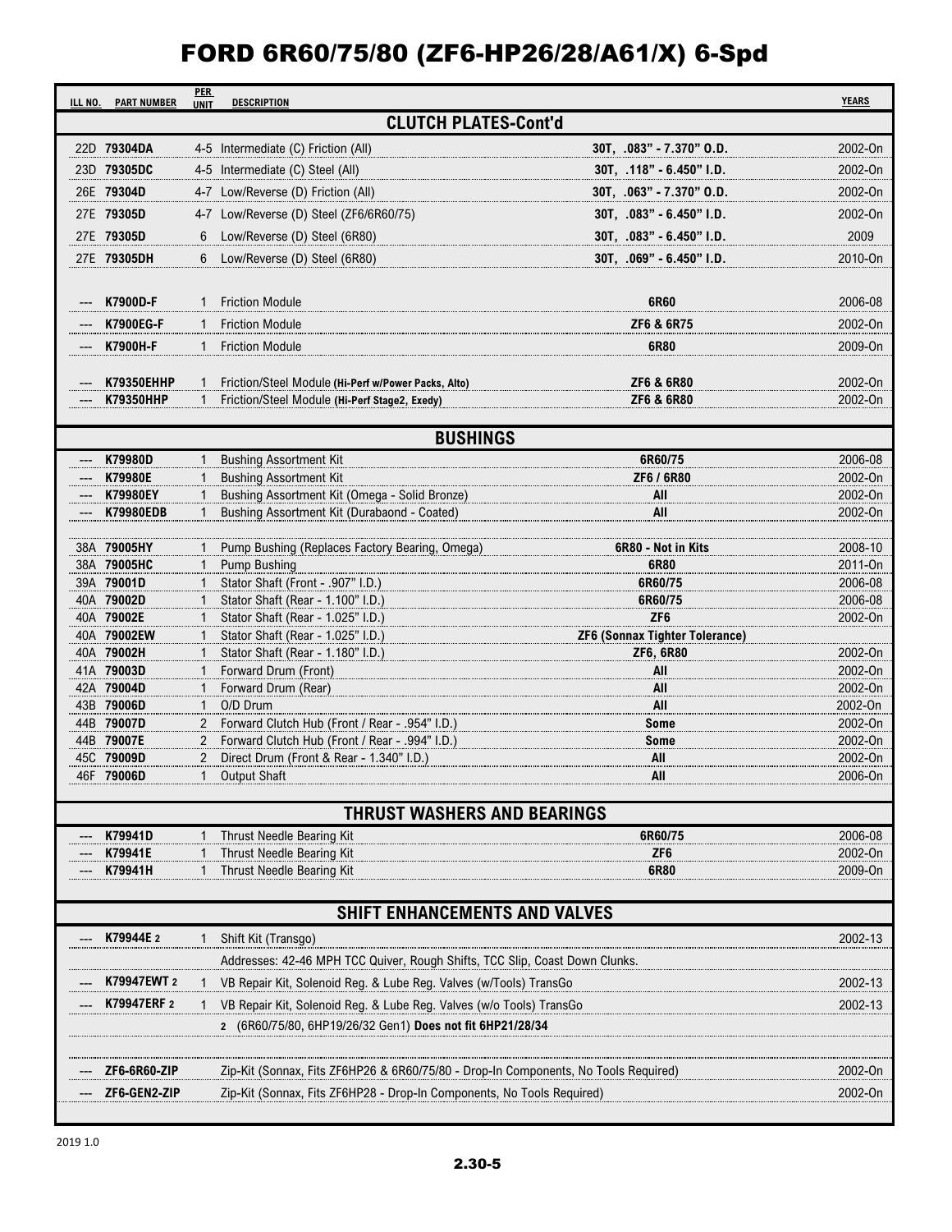# FORD 6R60/75/80 (ZF6-HP26/28/A61/X) 6-Spd

| ILL NO. | PART NUMBER | PER UNIT | DESCRIPTION | | YEARS |
|---|---|---|---|---|---|
| | | | **CLUTCH PLATES-Cont'd** | | |
| 22D | **79304DA** | 4-5 | Intermediate (C) Friction (All) | **30T, .083" - 7.370" O.D.** | 2002-On |
| 23D | **79305DC** | 4-5 | Intermediate (C) Steel (All) | **30T, .118" - 6.450" I.D.** | 2002-On |
| 26E | **79304D** | 4-7 | Low/Reverse (D) Friction (All) | **30T, .063" - 7.370" O.D.** | 2002-On |
| 27E | **79305D** | 4-7 | Low/Reverse (D) Steel (ZF6/6R60/75) | **30T, .083" - 6.450" I.D.** | 2002-On |
| 27E | **79305D** | 6 | Low/Reverse (D) Steel (6R80) | **30T, .083" - 6.450" I.D.** | 2009 |
| 27E | **79305DH** | 6 | Low/Reverse (D) Steel (6R80) | **30T, .069" - 6.450" I.D.** | 2010-On |
| --- | **K7900D-F** | 1 | Friction Module | **6R60** | 2006-08 |
| --- | **K7900EG-F** | 1 | Friction Module | **ZF6 & 6R75** | 2002-On |
| --- | **K7900H-F** | 1 | Friction Module | **6R80** | 2009-On |
| --- | **K79350EHHP** | 1 | Friction/Steel Module **(Hi-Perf w/Power Packs, Alto)** | **ZF6 & 6R80** | 2002-On |
| --- | **K79350HHP** | 1 | Friction/Steel Module **(Hi-Perf Stage2, Exedy)** | **ZF6 & 6R80** | 2002-On |
| | | | **BUSHINGS** | | |
| --- | **K79980D** | 1 | Bushing Assortment Kit | **6R60/75** | 2006-08 |
| --- | **K79980E** | 1 | Bushing Assortment Kit | **ZF6 / 6R80** | 2002-On |
| --- | **K79980EY** | 1 | Bushing Assortment Kit (Omega - Solid Bronze) | **All** | 2002-On |
| --- | **K79980EDB** | 1 | Bushing Assortment Kit (Durabaond - Coated) | **All** | 2002-On |
| 38A | **79005HY** | 1 | Pump Bushing (Replaces Factory Bearing, Omega) | **6R80 - Not in Kits** | 2008-10 |
| 38A | **79005HC** | 1 | Pump Bushing | **6R80** | 2011-On |
| 39A | **79001D** | 1 | Stator Shaft (Front - .907" I.D.) | **6R60/75** | 2006-08 |
| 40A | **79002D** | 1 | Stator Shaft (Rear - 1.100" I.D.) | **6R60/75** | 2006-08 |
| 40A | **79002E** | 1 | Stator Shaft (Rear - 1.025" I.D.) | **ZF6** | 2002-On |
| 40A | **79002EW** | 1 | Stator Shaft (Rear - 1.025" I.D.) | **ZF6 (Sonnax Tighter Tolerance)** | |
| 40A | **79002H** | 1 | Stator Shaft (Rear - 1.180" I.D.) | **ZF6, 6R80** | 2002-On |
| 41A | **79003D** | 1 | Forward Drum (Front) | **All** | 2002-On |
| 42A | **79004D** | 1 | Forward Drum (Rear) | **All** | 2002-On |
| 43B | **79006D** | 1 | O/D Drum | **All** | 2002-On |
| 44B | **79007D** | 2 | Forward Clutch Hub (Front / Rear - .954" I.D.) | **Some** | 2002-On |
| 44B | **79007E** | 2 | Forward Clutch Hub (Front / Rear - .994" I.D.) | **Some** | 2002-On |
| 45C | **79009D** | 2 | Direct Drum (Front & Rear - 1.340" I.D.) | **All** | 2002-On |
| 46F | **79006D** | 1 | Output Shaft | **All** | 2006-On |
| | | | **THRUST WASHERS AND BEARINGS** | | |
| --- | **K79941D** | 1 | Thrust Needle Bearing Kit | **6R60/75** | 2006-08 |
| --- | **K79941E** | 1 | Thrust Needle Bearing Kit | **ZF6** | 2002-On |
| --- | **K79941H** | 1 | Thrust Needle Bearing Kit | **6R80** | 2009-On |
| | | | **SHIFT ENHANCEMENTS AND VALVES** | | |
| --- | **K79944E** 2 | 1 | Shift Kit (Transgo) | | 2002-13 |
| | | | Addresses: 42-46 MPH TCC Quiver, Rough Shifts, TCC Slip, Coast Down Clunks. | | |
| --- | **K79947EWT** 2 | 1 | VB Repair Kit, Solenoid Reg. & Lube Reg. Valves (w/Tools) TransGo | | 2002-13 |
| --- | **K79947ERF** 2 | 1 | VB Repair Kit, Solenoid Reg. & Lube Reg. Valves (w/o Tools) TransGo | | 2002-13 |
| | | | 2 (6R60/75/80, 6HP19/26/32 Gen1) **Does not fit 6HP21/28/34** | | |
| --- | **ZF6-6R60-ZIP** | | Zip-Kit (Sonnax, Fits ZF6HP26 & 6R60/75/80 - Drop-In Components, No Tools Required) | | 2002-On |
| --- | **ZF6-GEN2-ZIP** | | Zip-Kit (Sonnax, Fits ZF6HP28 - Drop-In Components, No Tools Required) | | 2002-On |

2019 1.0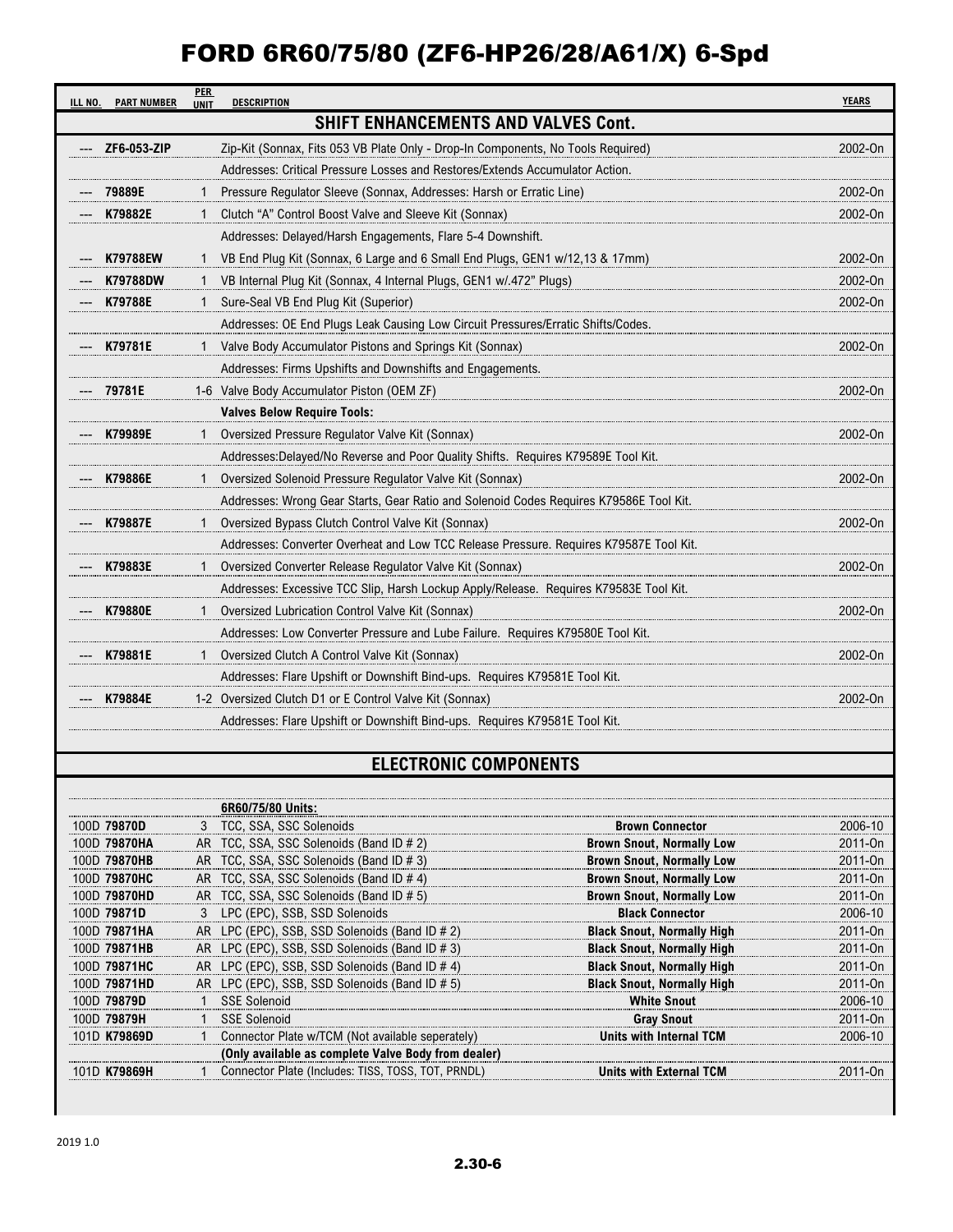# FORD 6R60/75/80 (ZF6-HP26/28/A61/X) 6-Spd

| ILL NO. | PART NUMBER | PER UNIT | DESCRIPTION | | YEARS |
|---|---|---|---|---|---|
| | | | **SHIFT ENHANCEMENTS AND VALVES Cont.** | | |
| --- | **ZF6-053-ZIP** | | Zip-Kit (Sonnax, Fits 053 VB Plate Only - Drop-In Components, No Tools Required) | | 2002-On |
| | | | Addresses: Critical Pressure Losses and Restores/Extends Accumulator Action. | | |
| --- | **79889E** | 1 | Pressure Regulator Sleeve (Sonnax, Addresses: Harsh or Erratic Line) | | 2002-On |
| --- | **K79882E** | 1 | Clutch "A" Control Boost Valve and Sleeve Kit (Sonnax) | | 2002-On |
| | | | Addresses: Delayed/Harsh Engagements, Flare 5-4 Downshift. | | |
| --- | **K79788EW** | 1 | VB End Plug Kit (Sonnax, 6 Large and 6 Small End Plugs, GEN1 w/12,13 & 17mm) | | 2002-On |
| --- | **K79788DW** | 1 | VB Internal Plug Kit (Sonnax, 4 Internal Plugs, GEN1 w/.472" Plugs) | | 2002-On |
| --- | **K79788E** | 1 | Sure-Seal VB End Plug Kit (Superior) | | 2002-On |
| | | | Addresses: OE End Plugs Leak Causing Low Circuit Pressures/Erratic Shifts/Codes. | | |
| --- | **K79781E** | 1 | Valve Body Accumulator Pistons and Springs Kit (Sonnax) | | 2002-On |
| | | | Addresses: Firms Upshifts and Downshifts and Engagements. | | |
| --- | **79781E** | 1-6 | Valve Body Accumulator Piston (OEM ZF) | | 2002-On |
| | | | **Valves Below Require Tools:** | | |
| --- | **K79989E** | 1 | Oversized Pressure Regulator Valve Kit (Sonnax) | | 2002-On |
| | | | Addresses:Delayed/No Reverse and Poor Quality Shifts. Requires K79589E Tool Kit. | | |
| --- | **K79886E** | 1 | Oversized Solenoid Pressure Regulator Valve Kit (Sonnax) | | 2002-On |
| | | | Addresses: Wrong Gear Starts, Gear Ratio and Solenoid Codes Requires K79586E Tool Kit. | | |
| --- | **K79887E** | 1 | Oversized Bypass Clutch Control Valve Kit (Sonnax) | | 2002-On |
| | | | Addresses: Converter Overheat and Low TCC Release Pressure. Requires K79587E Tool Kit. | | |
| --- | **K79883E** | 1 | Oversized Converter Release Regulator Valve Kit (Sonnax) | | 2002-On |
| | | | Addresses: Excessive TCC Slip, Harsh Lockup Apply/Release. Requires K79583E Tool Kit. | | |
| --- | **K79880E** | 1 | Oversized Lubrication Control Valve Kit (Sonnax) | | 2002-On |
| | | | Addresses: Low Converter Pressure and Lube Failure. Requires K79580E Tool Kit. | | |
| --- | **K79881E** | 1 | Oversized Clutch A Control Valve Kit (Sonnax) | | 2002-On |
| | | | Addresses: Flare Upshift or Downshift Bind-ups. Requires K79581E Tool Kit. | | |
| --- | **K79884E** | 1-2 | Oversized Clutch D1 or E Control Valve Kit (Sonnax) | | 2002-On |
| | | | Addresses: Flare Upshift or Downshift Bind-ups. Requires K79581E Tool Kit. | | |
| | | | **ELECTRONIC COMPONENTS** | | |
| | | | **6R60/75/80 Units:** | | |
| 100D | **79870D** | 3 | TCC, SSA, SSC Solenoids | **Brown Connector** | 2006-10 |
| 100D | **79870HA** | AR | TCC, SSA, SSC Solenoids (Band ID # 2) | **Brown Snout, Normally Low** | 2011-On |
| 100D | **79870HB** | AR | TCC, SSA, SSC Solenoids (Band ID # 3) | **Brown Snout, Normally Low** | 2011-On |
| 100D | **79870HC** | AR | TCC, SSA, SSC Solenoids (Band ID # 4) | **Brown Snout, Normally Low** | 2011-On |
| 100D | **79870HD** | AR | TCC, SSA, SSC Solenoids (Band ID # 5) | **Brown Snout, Normally Low** | 2011-On |
| 100D | **79871D** | 3 | LPC (EPC), SSB, SSD Solenoids | **Black Connector** | 2006-10 |
| 100D | **79871HA** | AR | LPC (EPC), SSB, SSD Solenoids (Band ID # 2) | **Black Snout, Normally High** | 2011-On |
| 100D | **79871HB** | AR | LPC (EPC), SSB, SSD Solenoids (Band ID # 3) | **Black Snout, Normally High** | 2011-On |
| 100D | **79871HC** | AR | LPC (EPC), SSB, SSD Solenoids (Band ID # 4) | **Black Snout, Normally High** | 2011-On |
| 100D | **79871HD** | AR | LPC (EPC), SSB, SSD Solenoids (Band ID # 5) | **Black Snout, Normally High** | 2011-On |
| 100D | **79879D** | 1 | SSE Solenoid | **White Snout** | 2006-10 |
| 100D | **79879H** | 1 | SSE Solenoid | **Gray Snout** | 2011-On |
| 101D | **K79869D** | 1 | Connector Plate w/TCM (Not available seperately) | **Units with Internal TCM** | 2006-10 |
| | | | **(Only available as complete Valve Body from dealer)** | | |
| 101D | **K79869H** | 1 | Connector Plate (Includes: TISS, TOSS, TOT, PRNDL) | **Units with External TCM** | 2011-On |

2019 1.0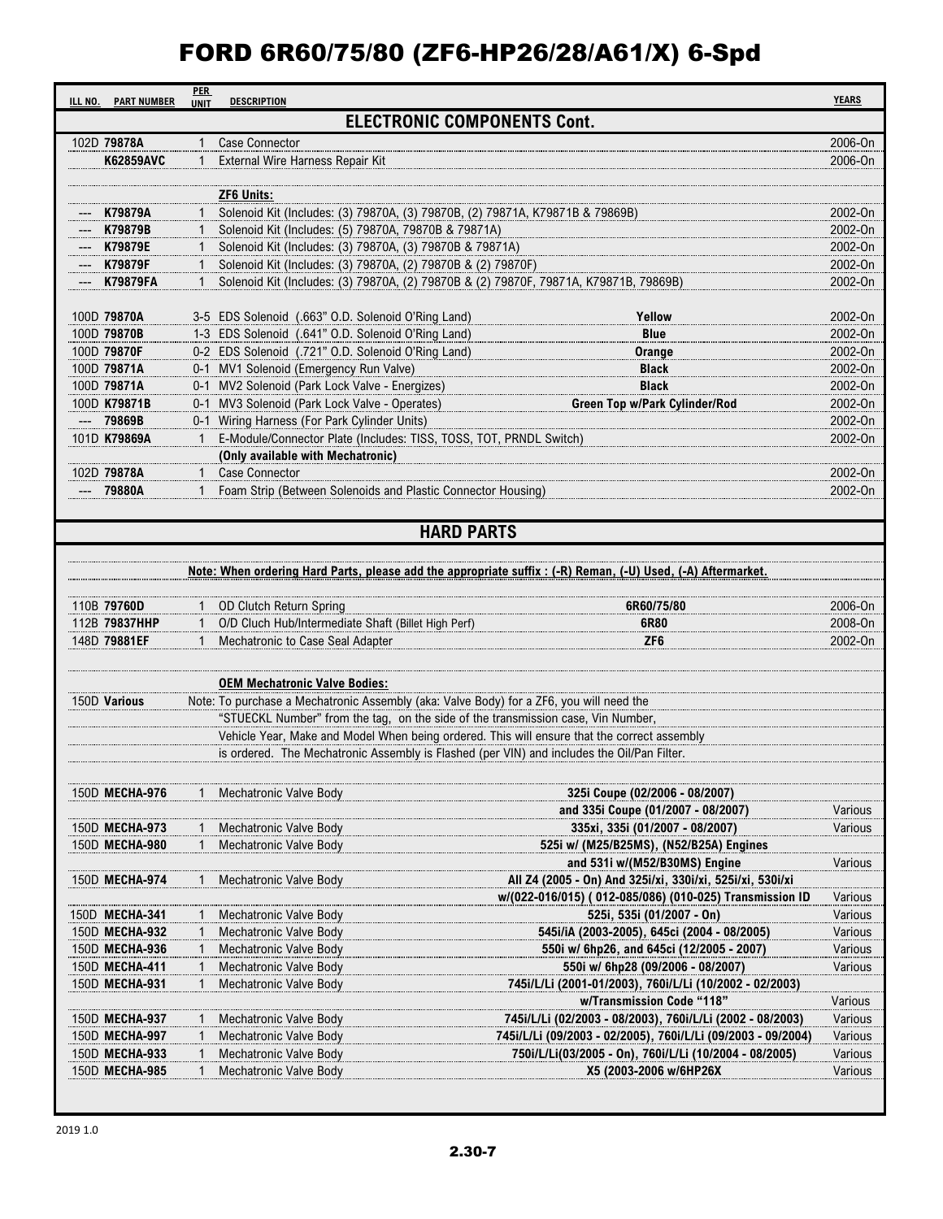# FORD 6R60/75/80 (ZF6-HP26/28/A61/X) 6-Spd

| ILL NO. | PART NUMBER | PER UNIT | DESCRIPTION | | YEARS |
|---|---|---|---|---|---|
| | | | **ELECTRONIC COMPONENTS Cont.** | | |
| 102D | **79878A** | 1 | Case Connector | | 2006-On |
| | **K62859AVC** | 1 | External Wire Harness Repair Kit | | 2006-On |
| | | | **ZF6 Units:** | | |
| --- | **K79879A** | 1 | Solenoid Kit (Includes: (3) 79870A, (3) 79870B, (2) 79871A, K79871B & 79869B) | | 2002-On |
| --- | **K79879B** | 1 | Solenoid Kit (Includes: (5) 79870A, 79870B & 79871A) | | 2002-On |
| --- | **K79879E** | 1 | Solenoid Kit (Includes: (3) 79870A, (3) 79870B & 79871A) | | 2002-On |
| --- | **K79879F** | 1 | Solenoid Kit (Includes: (3) 79870A, (2) 79870B & (2) 79870F) | | 2002-On |
| --- | **K79879FA** | 1 | Solenoid Kit (Includes: (3) 79870A, (2) 79870B & (2) 79870F, 79871A, K79871B, 79869B) | | 2002-On |
| 100D | **79870A** | 3-5 | EDS Solenoid (.663" O.D. Solenoid O'Ring Land) | **Yellow** | 2002-On |
| 100D | **79870B** | 1-3 | EDS Solenoid (.641" O.D. Solenoid O'Ring Land) | **Blue** | 2002-On |
| 100D | **79870F** | 0-2 | EDS Solenoid (.721" O.D. Solenoid O'Ring Land) | **Orange** | 2002-On |
| 100D | **79871A** | 0-1 | MV1 Solenoid (Emergency Run Valve) | **Black** | 2002-On |
| 100D | **79871A** | 0-1 | MV2 Solenoid (Park Lock Valve - Energizes) | **Black** | 2002-On |
| 100D | **K79871B** | 0-1 | MV3 Solenoid (Park Lock Valve - Operates) | **Green Top w/Park Cylinder/Rod** | 2002-On |
| --- | **79869B** | 0-1 | Wiring Harness (For Park Cylinder Units) | | 2002-On |
| 101D | **K79869A** | 1 | E-Module/Connector Plate (Includes: TISS, TOSS, TOT, PRNDL Switch) | | 2002-On |
| | | | **(Only available with Mechatronic)** | | |
| 102D | **79878A** | 1 | Case Connector | | 2002-On |
| --- | **79880A** | 1 | Foam Strip (Between Solenoids and Plastic Connector Housing) | | 2002-On |
| | | | **HARD PARTS** | | |
| | | | **Note: When ordering Hard Parts, please add the appropriate suffix : (-R) Reman, (-U) Used, (-A) Aftermarket.** | | |
| 110B | **79760D** | 1 | OD Clutch Return Spring | **6R60/75/80** | 2006-On |
| 112B | **79837HHP** | 1 | O/D Cluch Hub/Intermediate Shaft (Billet High Perf) | **6R80** | 2008-On |
| 148D | **79881EF** | 1 | Mechatronic to Case Seal Adapter | **ZF6** | 2002-On |
| | | | **OEM Mechatronic Valve Bodies:** | | |
| 150D | **Various** | | Note: To purchase a Mechatronic Assembly (aka: Valve Body) for a ZF6, you will need the "STUECKL Number" from the tag, on the side of the transmission case, Vin Number, Vehicle Year, Make and Model When being ordered. This will ensure that the correct assembly is ordered. The Mechatronic Assembly is Flashed (per VIN) and includes the Oil/Pan Filter. | | |
| 150D | **MECHA-976** | 1 | Mechatronic Valve Body | **325i Coupe (02/2006 - 08/2007) and 335i Coupe (01/2007 - 08/2007)** | Various |
| 150D | **MECHA-973** | 1 | Mechatronic Valve Body | **335xi, 335i (01/2007 - 08/2007)** | Various |
| 150D | **MECHA-980** | 1 | Mechatronic Valve Body | **525i w/ (M25/B25MS), (N52/B25A) Engines and 531i w/(M52/B30MS) Engine** | Various |
| 150D | **MECHA-974** | 1 | Mechatronic Valve Body | **All Z4 (2005 - On) And 325i/xi, 330i/xi, 525i/xi, 530i/xi w/(022-016/015) ( 012-085/086) (010-025) Transmission ID** | Various |
| 150D | **MECHA-341** | 1 | Mechatronic Valve Body | **525i, 535i (01/2007 - On)** | Various |
| 150D | **MECHA-932** | 1 | Mechatronic Valve Body | **545i/iA (2003-2005), 645ci (2004 - 08/2005)** | Various |
| 150D | **MECHA-936** | 1 | Mechatronic Valve Body | **550i w/ 6hp26, and 645ci (12/2005 - 2007)** | Various |
| 150D | **MECHA-411** | 1 | Mechatronic Valve Body | **550i w/ 6hp28 (09/2006 - 08/2007)** | Various |
| 150D | **MECHA-931** | 1 | Mechatronic Valve Body | **745i/L/Li (2001-01/2003), 760i/L/Li (10/2002 - 02/2003) w/Transmission Code "118"** | Various |
| 150D | **MECHA-937** | 1 | Mechatronic Valve Body | **745i/L/Li (02/2003 - 08/2003), 760i/L/Li (2002 - 08/2003)** | Various |
| 150D | **MECHA-997** | 1 | Mechatronic Valve Body | **745i/L/Li (09/2003 - 02/2005), 760i/L/Li (09/2003 - 09/2004)** | Various |
| 150D | **MECHA-933** | 1 | Mechatronic Valve Body | **750i/L/Li(03/2005 - On), 760i/L/Li (10/2004 - 08/2005)** | Various |
| 150D | **MECHA-985** | 1 | Mechatronic Valve Body | **X5 (2003-2006 w/6HP26X** | Various |

2019 1.0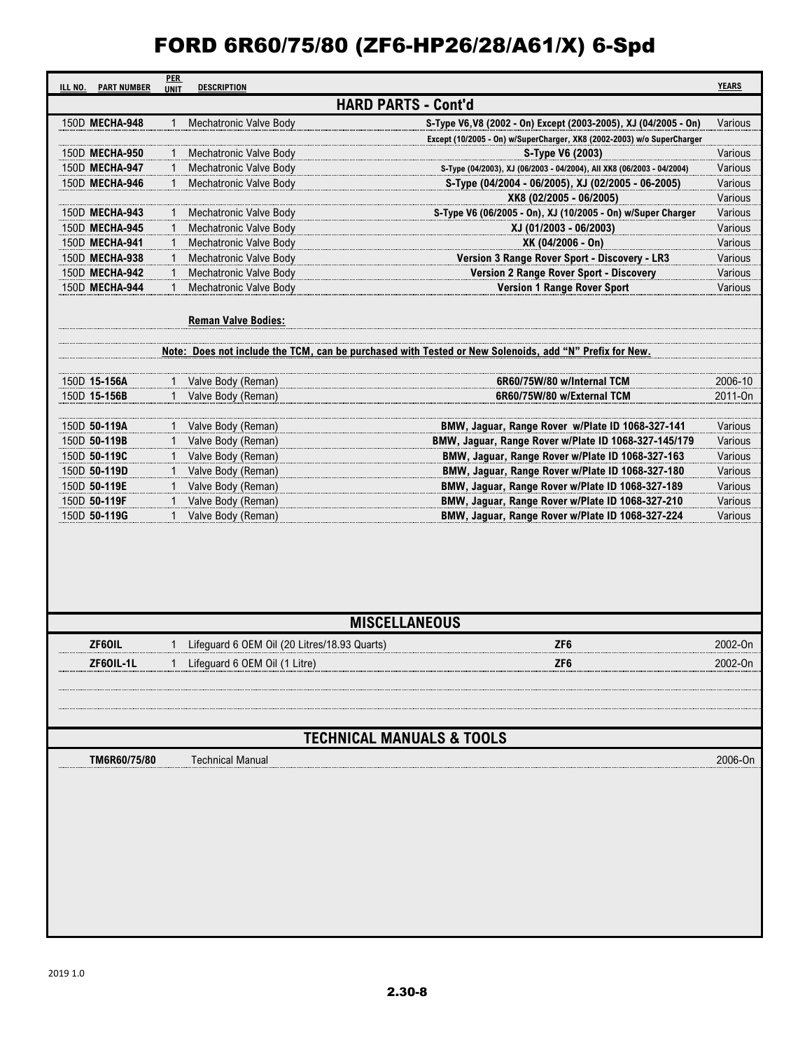# FORD 6R60/75/80 (ZF6-HP26/28/A61/X) 6-Spd

| ILL NO. | PART NUMBER | PER UNIT | DESCRIPTION | | YEARS |
|---|---|---|---|---|---|
| | | | **HARD PARTS - Cont'd** | | |
| 150D | **MECHA-948** | 1 | Mechatronic Valve Body | **S-Type V6,V8 (2002 - On) Except (2003-2005), XJ (04/2005 - On)** | Various |
| | | | | **Except (10/2005 - On) w/SuperCharger, XK8 (2002-2003) w/o SuperCharger** | |
| 150D | **MECHA-950** | 1 | Mechatronic Valve Body | **S-Type V6 (2003)** | Various |
| 150D | **MECHA-947** | 1 | Mechatronic Valve Body | **S-Type (04/2003), XJ (06/2003 - 04/2004), All XK8 (06/2003 - 04/2004)** | Various |
| 150D | **MECHA-946** | 1 | Mechatronic Valve Body | **S-Type (04/2004 - 06/2005), XJ (02/2005 - 06-2005)** | Various |
| | | | | **XK8 (02/2005 - 06/2005)** | Various |
| 150D | **MECHA-943** | 1 | Mechatronic Valve Body | **S-Type V6 (06/2005 - On), XJ (10/2005 - On) w/Super Charger** | Various |
| 150D | **MECHA-945** | 1 | Mechatronic Valve Body | **XJ (01/2003 - 06/2003)** | Various |
| 150D | **MECHA-941** | 1 | Mechatronic Valve Body | **XK (04/2006 - On)** | Various |
| 150D | **MECHA-938** | 1 | Mechatronic Valve Body | **Version 3 Range Rover Sport - Discovery - LR3** | Various |
| 150D | **MECHA-942** | 1 | Mechatronic Valve Body | **Version 2 Range Rover Sport - Discovery** | Various |
| 150D | **MECHA-944** | 1 | Mechatronic Valve Body | **Version 1 Range Rover Sport** | Various |
| | | | **Reman Valve Bodies:** | | |
| | | | **Note: Does not include the TCM, can be purchased with Tested or New Solenoids, add "N" Prefix for New.** | | |
| 150D | **15-156A** | 1 | Valve Body (Reman) | **6R60/75W/80 w/Internal TCM** | 2006-10 |
| 150D | **15-156B** | 1 | Valve Body (Reman) | **6R60/75W/80 w/External TCM** | 2011-On |
| 150D | **50-119A** | 1 | Valve Body (Reman) | **BMW, Jaguar, Range Rover w/Plate ID 1068-327-141** | Various |
| 150D | **50-119B** | 1 | Valve Body (Reman) | **BMW, Jaguar, Range Rover w/Plate ID 1068-327-145/179** | Various |
| 150D | **50-119C** | 1 | Valve Body (Reman) | **BMW, Jaguar, Range Rover w/Plate ID 1068-327-163** | Various |
| 150D | **50-119D** | 1 | Valve Body (Reman) | **BMW, Jaguar, Range Rover w/Plate ID 1068-327-180** | Various |
| 150D | **50-119E** | 1 | Valve Body (Reman) | **BMW, Jaguar, Range Rover w/Plate ID 1068-327-189** | Various |
| 150D | **50-119F** | 1 | Valve Body (Reman) | **BMW, Jaguar, Range Rover w/Plate ID 1068-327-210** | Various |
| 150D | **50-119G** | 1 | Valve Body (Reman) | **BMW, Jaguar, Range Rover w/Plate ID 1068-327-224** | Various |

## MISCELLANEOUS

| | | | | | |
|---|---|---|---|---|---|
| | **ZF6OIL** | 1 | Lifeguard 6 OEM Oil (20 Litres/18.93 Quarts) | **ZF6** | 2002-On |
| | **ZF6OIL-1L** | 1 | Lifeguard 6 OEM Oil (1 Litre) | **ZF6** | 2002-On |

## TECHNICAL MANUALS & TOOLS

| | | | | | |
|---|---|---|---|---|---|
| | **TM6R60/75/80** | | Technical Manual | | 2006-On |

2019 1.0